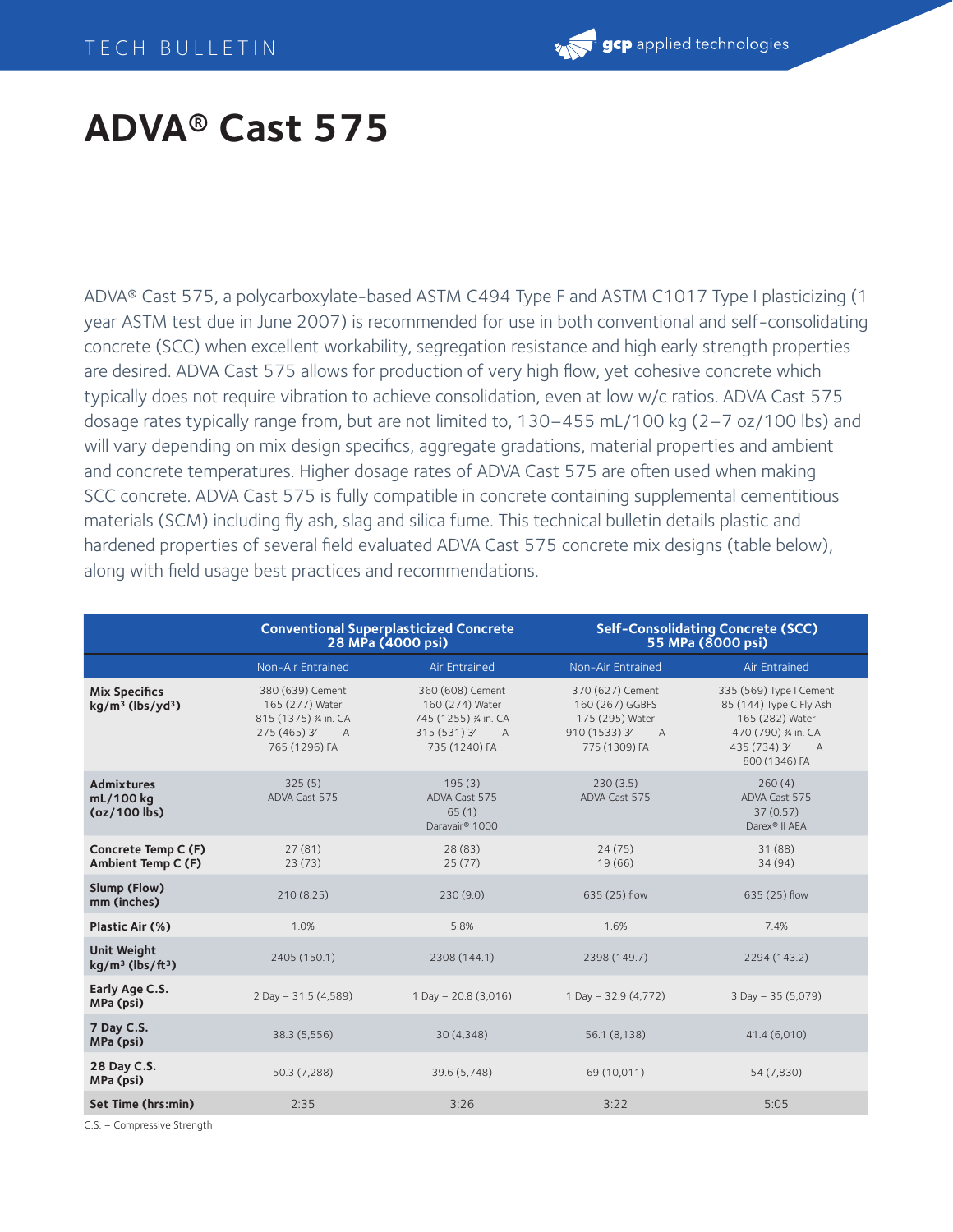# ADVA® Cast 575

ADVA® Cast 575, a polycarboxylate-based ASTM C494 Type F and ASTM C1017 Type I plasticizing (1 year ASTM test due in June 2007) is recommended for use in both conventional and self-consolidating concrete (SCC) when excellent workability, segregation resistance and high early strength properties are desired. ADVA Cast 575 allows for production of very high flow, yet cohesive concrete which typically does not require vibration to achieve consolidation, even at low w/c ratios. ADVA Cast 575 dosage rates typically range from, but are not limited to, 130–455 mL/100 kg (2–7 oz/100 lbs) and will vary depending on mix design specifics, aggregate gradations, material properties and ambient and concrete temperatures. Higher dosage rates of ADVA Cast 575 are often used when making SCC concrete. ADVA Cast 575 is fully compatible in concrete containing supplemental cementitious materials (SCM) including fly ash, slag and silica fume. This technical bulletin details plastic and hardened properties of several field evaluated ADVA Cast 575 concrete mix designs (table below), along with field usage best practices and recommendations.

| | **Conventional Superplasticized Concrete 28 MPa (4000 psi)** | | **Self-Consolidating Concrete (SCC) 55 MPa (8000 psi)** | |
|---|---|---|---|---|
| | Non-Air Entrained | Air Entrained | Non-Air Entrained | Air Entrained |
| **Mix Specifics kg/m³ (lbs/yd³)** | 380 (639) Cement<br>165 (277) Water<br>815 (1375) ¾ in. CA<br>275 (465) ⅜ A<br>765 (1296) FA | 360 (608) Cement<br>160 (274) Water<br>745 (1255) ¾ in. CA<br>315 (531) ⅜ A<br>735 (1240) FA | 370 (627) Cement<br>160 (267) GGBFS<br>175 (295) Water<br>910 (1533) ⅜ A<br>775 (1309) FA | 335 (569) Type I Cement<br>85 (144) Type C Fly Ash<br>165 (282) Water<br>470 (790) ¾ in. CA<br>435 (734) ⅜ A<br>800 (1346) FA |
| **Admixtures mL/100 kg (oz/100 lbs)** | 325 (5)<br>ADVA Cast 575 | 195 (3)<br>ADVA Cast 575<br>65 (1)<br>Daravair® 1000 | 230 (3.5)<br>ADVA Cast 575 | 260 (4)<br>ADVA Cast 575<br>37 (0.57)<br>Darex® II AEA |
| **Concrete Temp C (F)<br>Ambient Temp C (F)** | 27 (81)<br>23 (73) | 28 (83)<br>25 (77) | 24 (75)<br>19 (66) | 31 (88)<br>34 (94) |
| **Slump (Flow) mm (inches)** | 210 (8.25) | 230 (9.0) | 635 (25) flow | 635 (25) flow |
| **Plastic Air (%)** | 1.0% | 5.8% | 1.6% | 7.4% |
| **Unit Weight kg/m³ (lbs/ft³)** | 2405 (150.1) | 2308 (144.1) | 2398 (149.7) | 2294 (143.2) |
| **Early Age C.S. MPa (psi)** | 2 Day – 31.5 (4,589) | 1 Day – 20.8 (3,016) | 1 Day – 32.9 (4,772) | 3 Day – 35 (5,079) |
| **7 Day C.S. MPa (psi)** | 38.3 (5,556) | 30 (4,348) | 56.1 (8,138) | 41.4 (6,010) |
| **28 Day C.S. MPa (psi)** | 50.3 (7,288) | 39.6 (5,748) | 69 (10,011) | 54 (7,830) |
| **Set Time (hrs:min)** | 2:35 | 3:26 | 3:22 | 5:05 |

C.S. – Compressive Strength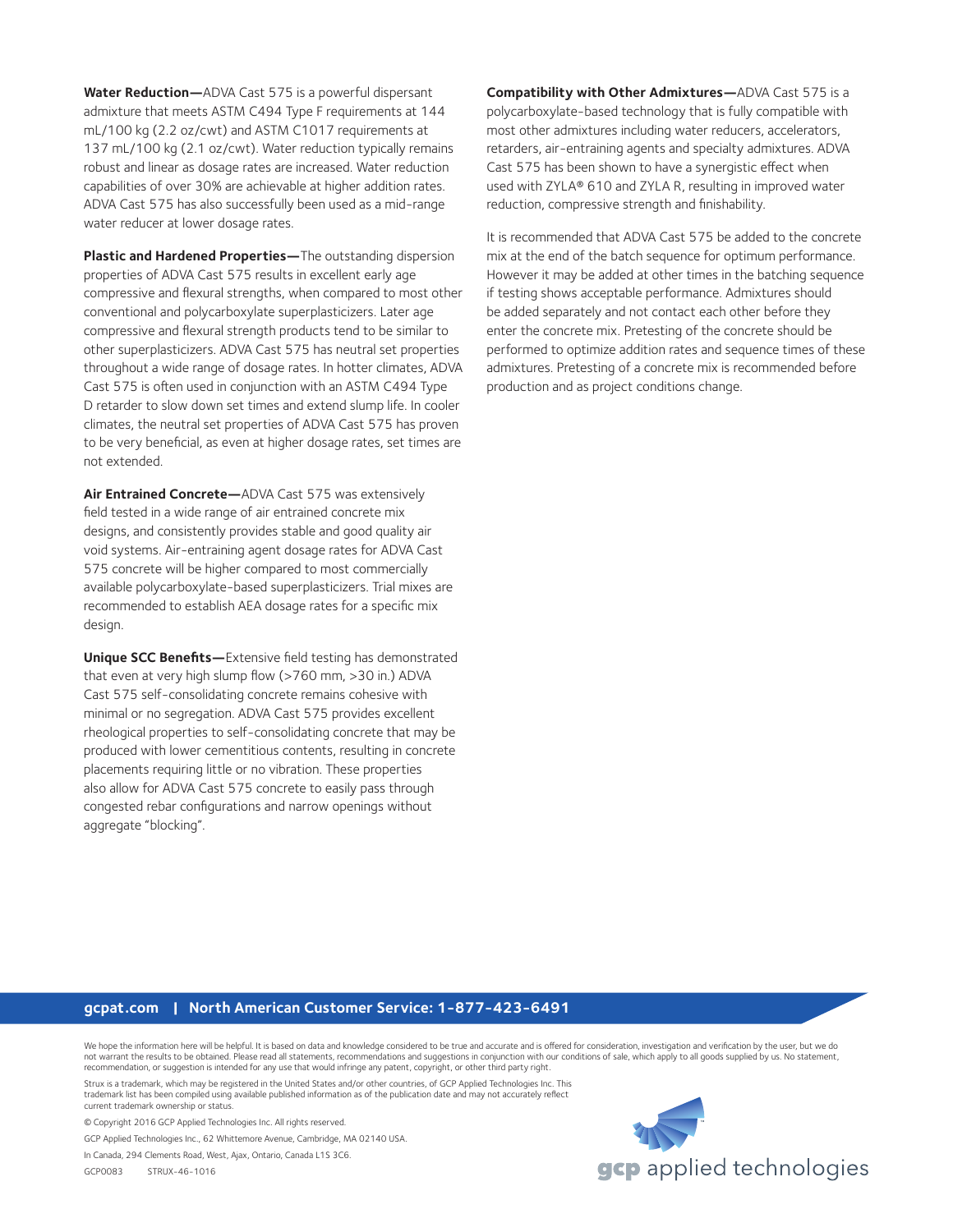**Water Reduction—**ADVA Cast 575 is a powerful dispersant admixture that meets ASTM C494 Type F requirements at 144 mL/100 kg (2.2 oz/cwt) and ASTM C1017 requirements at 137 mL/100 kg (2.1 oz/cwt). Water reduction typically remains robust and linear as dosage rates are increased. Water reduction capabilities of over 30% are achievable at higher addition rates. ADVA Cast 575 has also successfully been used as a mid-range water reducer at lower dosage rates.

**Plastic and Hardened Properties—**The outstanding dispersion properties of ADVA Cast 575 results in excellent early age compressive and flexural strengths, when compared to most other conventional and polycarboxylate superplasticizers. Later age compressive and flexural strength products tend to be similar to other superplasticizers. ADVA Cast 575 has neutral set properties throughout a wide range of dosage rates. In hotter climates, ADVA Cast 575 is often used in conjunction with an ASTM C494 Type D retarder to slow down set times and extend slump life. In cooler climates, the neutral set properties of ADVA Cast 575 has proven to be very beneficial, as even at higher dosage rates, set times are not extended.

**Air Entrained Concrete—**ADVA Cast 575 was extensively field tested in a wide range of air entrained concrete mix designs, and consistently provides stable and good quality air void systems. Air-entraining agent dosage rates for ADVA Cast 575 concrete will be higher compared to most commercially available polycarboxylate-based superplasticizers. Trial mixes are recommended to establish AEA dosage rates for a specific mix design.

**Unique SCC Benefits—**Extensive field testing has demonstrated that even at very high slump flow (>760 mm, >30 in.) ADVA Cast 575 self-consolidating concrete remains cohesive with minimal or no segregation. ADVA Cast 575 provides excellent rheological properties to self-consolidating concrete that may be produced with lower cementitious contents, resulting in concrete placements requiring little or no vibration. These properties also allow for ADVA Cast 575 concrete to easily pass through congested rebar configurations and narrow openings without aggregate "blocking".

**Compatibility with Other Admixtures—**ADVA Cast 575 is a polycarboxylate-based technology that is fully compatible with most other admixtures including water reducers, accelerators, retarders, air-entraining agents and specialty admixtures. ADVA Cast 575 has been shown to have a synergistic effect when used with ZYLA® 610 and ZYLA R, resulting in improved water reduction, compressive strength and finishability.

It is recommended that ADVA Cast 575 be added to the concrete mix at the end of the batch sequence for optimum performance. However it may be added at other times in the batching sequence if testing shows acceptable performance. Admixtures should be added separately and not contact each other before they enter the concrete mix. Pretesting of the concrete should be performed to optimize addition rates and sequence times of these admixtures. Pretesting of a concrete mix is recommended before production and as project conditions change.

**gcpat.com | North American Customer Service: 1-877-423-6491**

We hope the information here will be helpful. It is based on data and knowledge considered to be true and accurate and is offered for consideration, investigation and verification by the user, but we do not warrant the results to be obtained. Please read all statements, recommendations and suggestions in conjunction with our conditions of sale, which apply to all goods supplied by us. No statement, recommendation, or suggestion is intended for any use that would infringe any patent, copyright, or other third party right.

Strux is a trademark, which may be registered in the United States and/or other countries, of GCP Applied Technologies Inc. This trademark list has been compiled using available published information as of the publication date and may not accurately reflect current trademark ownership or status.

© Copyright 2016 GCP Applied Technologies Inc. All rights reserved.

GCP Applied Technologies Inc., 62 Whittemore Avenue, Cambridge, MA 02140 USA.

In Canada, 294 Clements Road, West, Ajax, Ontario, Canada L1S 3C6.

GCP0083 STRUX-46-1016

gcp applied technologies